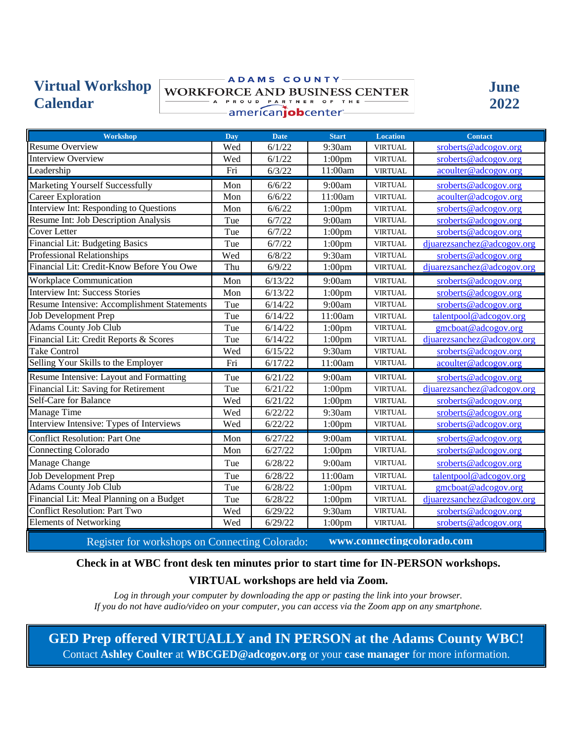# Virtual Workshop Calendar

ADAMS COUNTY WORKFORCE AND BUSINESS CENTER
A PROUD PARTNER OF THE americanjobcenter

## June 2022

| Workshop | Day | Date | Start | Location | Contact |
|---|---|---|---|---|---|
| Resume Overview | Wed | 6/1/22 | 9:30am | VIRTUAL | sroberts@adcogov.org |
| Interview Overview | Wed | 6/1/22 | 1:00pm | VIRTUAL | sroberts@adcogov.org |
| Leadership | Fri | 6/3/22 | 11:00am | VIRTUAL | acoulter@adcogov.org |
| Marketing Yourself Successfully | Mon | 6/6/22 | 9:00am | VIRTUAL | sroberts@adcogov.org |
| Career Exploration | Mon | 6/6/22 | 11:00am | VIRTUAL | acoulter@adcogov.org |
| Interview Int: Responding to Questions | Mon | 6/6/22 | 1:00pm | VIRTUAL | sroberts@adcogov.org |
| Resume Int: Job Description Analysis | Tue | 6/7/22 | 9:00am | VIRTUAL | sroberts@adcogov.org |
| Cover Letter | Tue | 6/7/22 | 1:00pm | VIRTUAL | sroberts@adcogov.org |
| Financial Lit: Budgeting Basics | Tue | 6/7/22 | 1:00pm | VIRTUAL | djuarezsanchez@adcogov.org |
| Professional Relationships | Wed | 6/8/22 | 9:30am | VIRTUAL | sroberts@adcogov.org |
| Financial Lit: Credit-Know Before You Owe | Thu | 6/9/22 | 1:00pm | VIRTUAL | djuarezsanchez@adcogov.org |
| Workplace Communication | Mon | 6/13/22 | 9:00am | VIRTUAL | sroberts@adcogov.org |
| Interview Int: Success Stories | Mon | 6/13/22 | 1:00pm | VIRTUAL | sroberts@adcogov.org |
| Resume Intensive: Accomplishment Statements | Tue | 6/14/22 | 9:00am | VIRTUAL | sroberts@adcogov.org |
| Job Development Prep | Tue | 6/14/22 | 11:00am | VIRTUAL | talentpool@adcogov.org |
| Adams County Job Club | Tue | 6/14/22 | 1:00pm | VIRTUAL | gmcboat@adcogov.org |
| Financial Lit: Credit Reports & Scores | Tue | 6/14/22 | 1:00pm | VIRTUAL | djuarezsanchez@adcogov.org |
| Take Control | Wed | 6/15/22 | 9:30am | VIRTUAL | sroberts@adcogov.org |
| Selling Your Skills to the Employer | Fri | 6/17/22 | 11:00am | VIRTUAL | acoulter@adcogov.org |
| Resume Intensive: Layout and Formatting | Tue | 6/21/22 | 9:00am | VIRTUAL | sroberts@adcogov.org |
| Financial Lit: Saving for Retirement | Tue | 6/21/22 | 1:00pm | VIRTUAL | djuarezsanchez@adcogov.org |
| Self-Care for Balance | Wed | 6/21/22 | 1:00pm | VIRTUAL | sroberts@adcogov.org |
| Manage Time | Wed | 6/22/22 | 9:30am | VIRTUAL | sroberts@adcogov.org |
| Interview Intensive: Types of Interviews | Wed | 6/22/22 | 1:00pm | VIRTUAL | sroberts@adcogov.org |
| Conflict Resolution: Part One | Mon | 6/27/22 | 9:00am | VIRTUAL | sroberts@adcogov.org |
| Connecting Colorado | Mon | 6/27/22 | 1:00pm | VIRTUAL | sroberts@adcogov.org |
| Manage Change | Tue | 6/28/22 | 9:00am | VIRTUAL | sroberts@adcogov.org |
| Job Development Prep | Tue | 6/28/22 | 11:00am | VIRTUAL | talentpool@adcogov.org |
| Adams County Job Club | Tue | 6/28/22 | 1:00pm | VIRTUAL | gmcboat@adcogov.org |
| Financial Lit: Meal Planning on a Budget | Tue | 6/28/22 | 1:00pm | VIRTUAL | djuarezsanchez@adcogov.org |
| Conflict Resolution: Part Two | Wed | 6/29/22 | 9:30am | VIRTUAL | sroberts@adcogov.org |
| Elements of Networking | Wed | 6/29/22 | 1:00pm | VIRTUAL | sroberts@adcogov.org |

Register for workshops on Connecting Colorado: **www.connectingcolorado.com**

**Check in at WBC front desk ten minutes prior to start time for IN-PERSON workshops.**

**VIRTUAL workshops are held via Zoom.**

*Log in through your computer by downloading the app or pasting the link into your browser.*
*If you do not have audio/video on your computer, you can access via the Zoom app on any smartphone.*

**GED Prep offered VIRTUALLY and IN PERSON at the Adams County WBC!**
Contact **Ashley Coulter** at **WBCGED@adcogov.org** or your **case manager** for more information.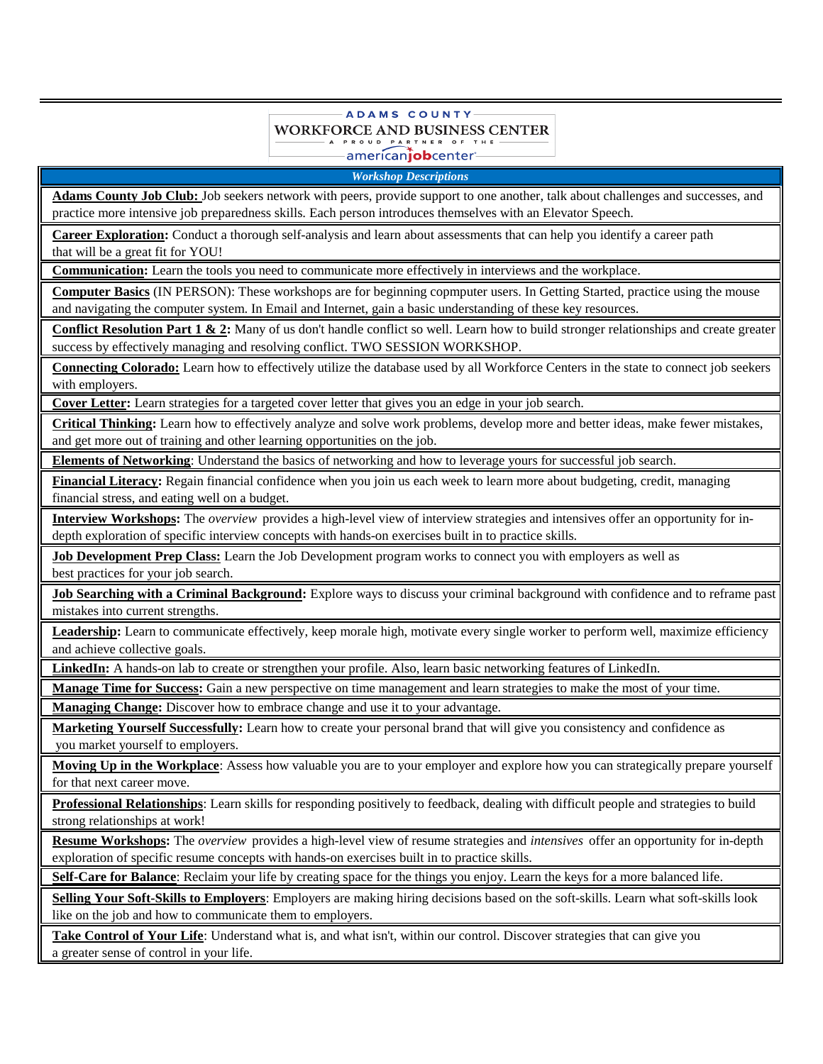ADAMS COUNTY
WORKFORCE AND BUSINESS CENTER
A PROUD PARTNER OF THE
americanjobcenter

## *Workshop Descriptions*

**Adams County Job Club:** Job seekers network with peers, provide support to one another, talk about challenges and successes, and practice more intensive job preparedness skills. Each person introduces themselves with an Elevator Speech.

**Career Exploration:** Conduct a thorough self-analysis and learn about assessments that can help you identify a career path that will be a great fit for YOU!

**Communication:** Learn the tools you need to communicate more effectively in interviews and the workplace.

**Computer Basics** (IN PERSON): These workshops are for beginning copmputer users. In Getting Started, practice using the mouse and navigating the computer system. In Email and Internet, gain a basic understanding of these key resources.

**Conflict Resolution Part 1 & 2:** Many of us don't handle conflict so well. Learn how to build stronger relationships and create greater success by effectively managing and resolving conflict. TWO SESSION WORKSHOP.

**Connecting Colorado:** Learn how to effectively utilize the database used by all Workforce Centers in the state to connect job seekers with employers.

**Cover Letter:** Learn strategies for a targeted cover letter that gives you an edge in your job search.

**Critical Thinking:** Learn how to effectively analyze and solve work problems, develop more and better ideas, make fewer mistakes, and get more out of training and other learning opportunities on the job.

**Elements of Networking**: Understand the basics of networking and how to leverage yours for successful job search.

**Financial Literacy:** Regain financial confidence when you join us each week to learn more about budgeting, credit, managing financial stress, and eating well on a budget.

**Interview Workshops:** The *overview* provides a high-level view of interview strategies and intensives offer an opportunity for in-depth exploration of specific interview concepts with hands-on exercises built in to practice skills.

**Job Development Prep Class:** Learn the Job Development program works to connect you with employers as well as best practices for your job search.

**Job Searching with a Criminal Background:** Explore ways to discuss your criminal background with confidence and to reframe past mistakes into current strengths.

**Leadership:** Learn to communicate effectively, keep morale high, motivate every single worker to perform well, maximize efficiency and achieve collective goals.

**LinkedIn:** A hands-on lab to create or strengthen your profile. Also, learn basic networking features of LinkedIn.

**Manage Time for Success:** Gain a new perspective on time management and learn strategies to make the most of your time.

**Managing Change:** Discover how to embrace change and use it to your advantage.

**Marketing Yourself Successfully:** Learn how to create your personal brand that will give you consistency and confidence as you market yourself to employers.

**Moving Up in the Workplace**: Assess how valuable you are to your employer and explore how you can strategically prepare yourself for that next career move.

**Professional Relationships**: Learn skills for responding positively to feedback, dealing with difficult people and strategies to build strong relationships at work!

**Resume Workshops:** The *overview* provides a high-level view of resume strategies and *intensives* offer an opportunity for in-depth exploration of specific resume concepts with hands-on exercises built in to practice skills.

**Self-Care for Balance**: Reclaim your life by creating space for the things you enjoy. Learn the keys for a more balanced life.

**Selling Your Soft-Skills to Employers**: Employers are making hiring decisions based on the soft-skills. Learn what soft-skills look like on the job and how to communicate them to employers.

**Take Control of Your Life**: Understand what is, and what isn't, within our control. Discover strategies that can give you a greater sense of control in your life.